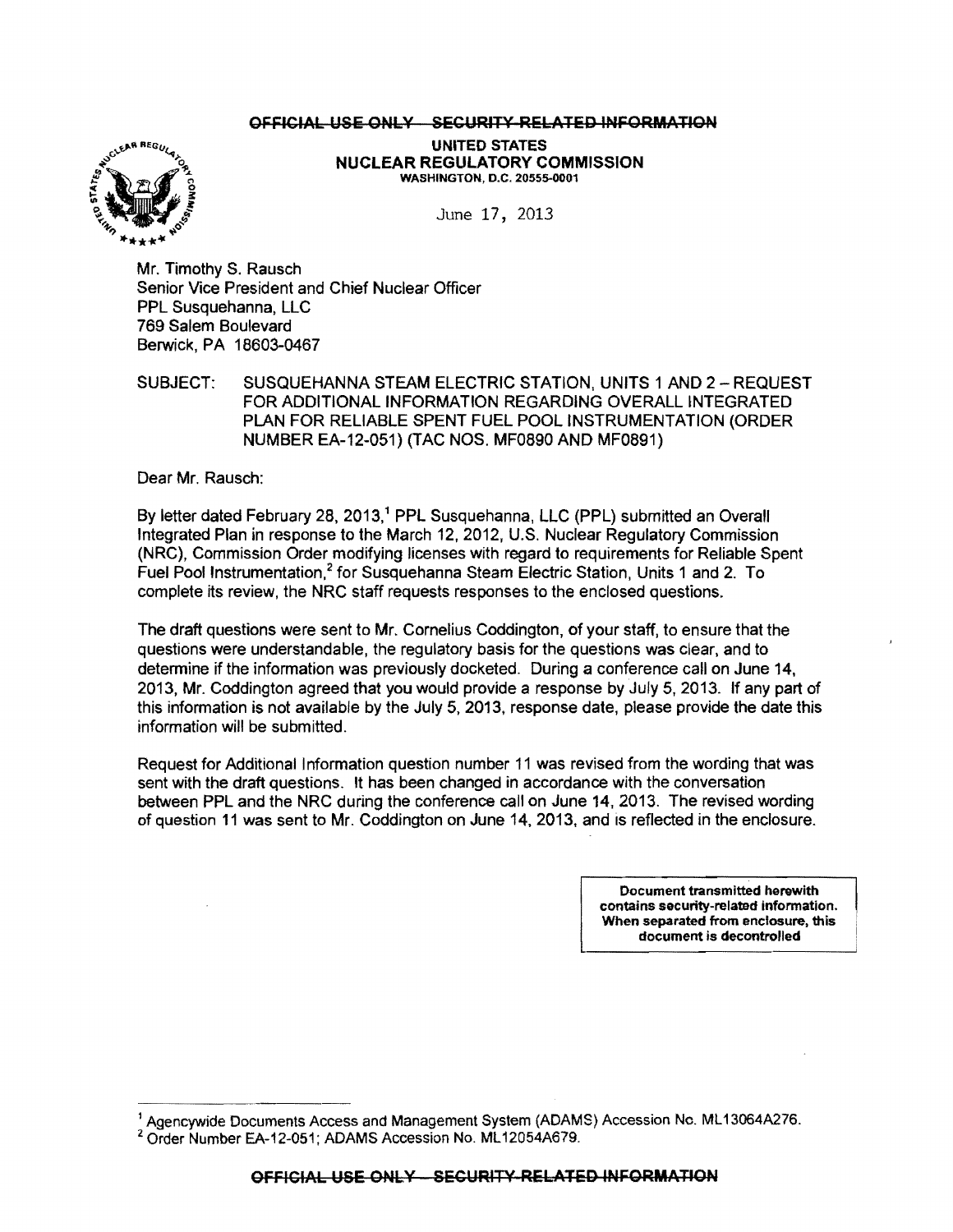~~OFFICIAL USE ONLY – SECURITY-RELATED INFORMATION~~

UNITED STATES
NUCLEAR REGULATORY COMMISSION
WASHINGTON, D.C. 20555-0001

June 17, 2013

Mr. Timothy S. Rausch
Senior Vice President and Chief Nuclear Officer
PPL Susquehanna, LLC
769 Salem Boulevard
Berwick, PA 18603-0467

SUBJECT: SUSQUEHANNA STEAM ELECTRIC STATION, UNITS 1 AND 2 – REQUEST FOR ADDITIONAL INFORMATION REGARDING OVERALL INTEGRATED PLAN FOR RELIABLE SPENT FUEL POOL INSTRUMENTATION (ORDER NUMBER EA-12-051) (TAC NOS. MF0890 AND MF0891)

Dear Mr. Rausch:

By letter dated February 28, 2013,[1] PPL Susquehanna, LLC (PPL) submitted an Overall Integrated Plan in response to the March 12, 2012, U.S. Nuclear Regulatory Commission (NRC), Commission Order modifying licenses with regard to requirements for Reliable Spent Fuel Pool Instrumentation,[2] for Susquehanna Steam Electric Station, Units 1 and 2. To complete its review, the NRC staff requests responses to the enclosed questions.

The draft questions were sent to Mr. Cornelius Coddington, of your staff, to ensure that the questions were understandable, the regulatory basis for the questions was clear, and to determine if the information was previously docketed. During a conference call on June 14, 2013, Mr. Coddington agreed that you would provide a response by July 5, 2013. If any part of this information is not available by the July 5, 2013, response date, please provide the date this information will be submitted.

Request for Additional Information question number 11 was revised from the wording that was sent with the draft questions. It has been changed in accordance with the conversation between PPL and the NRC during the conference call on June 14, 2013. The revised wording of question 11 was sent to Mr. Coddington on June 14, 2013, and is reflected in the enclosure.

**Document transmitted herewith contains security-related information. When separated from enclosure, this document is decontrolled**

[1] Agencywide Documents Access and Management System (ADAMS) Accession No. ML13064A276.
[2] Order Number EA-12-051; ADAMS Accession No. ML12054A679.

~~OFFICIAL USE ONLY – SECURITY-RELATED INFORMATION~~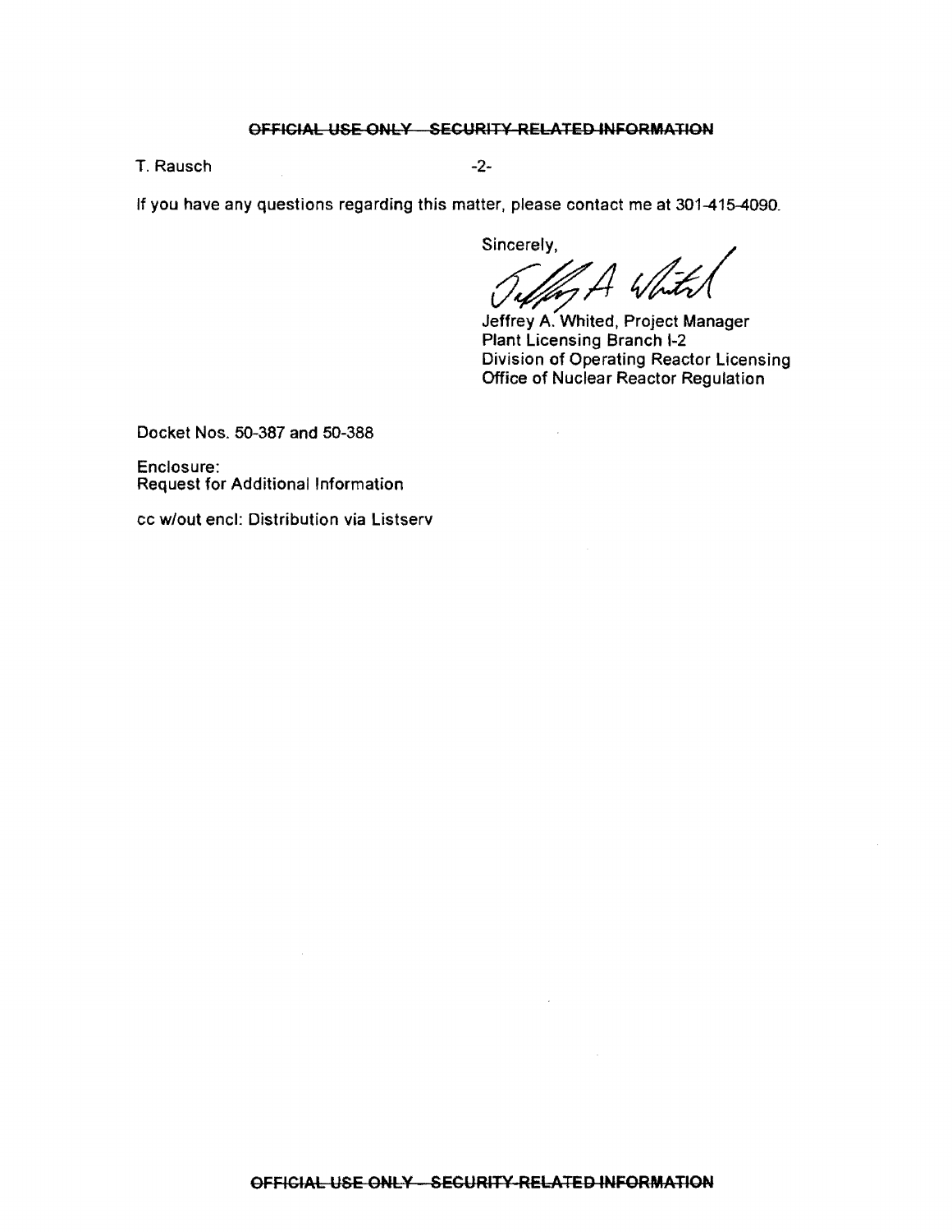If you have any questions regarding this matter, please contact me at 301-415-4090.

Sincerely,

Jeffrey A. Whited, Project Manager
Plant Licensing Branch I-2
Division of Operating Reactor Licensing
Office of Nuclear Reactor Regulation

Docket Nos. 50-387 and 50-388

Enclosure:
Request for Additional Information

cc w/out encl: Distribution via Listserv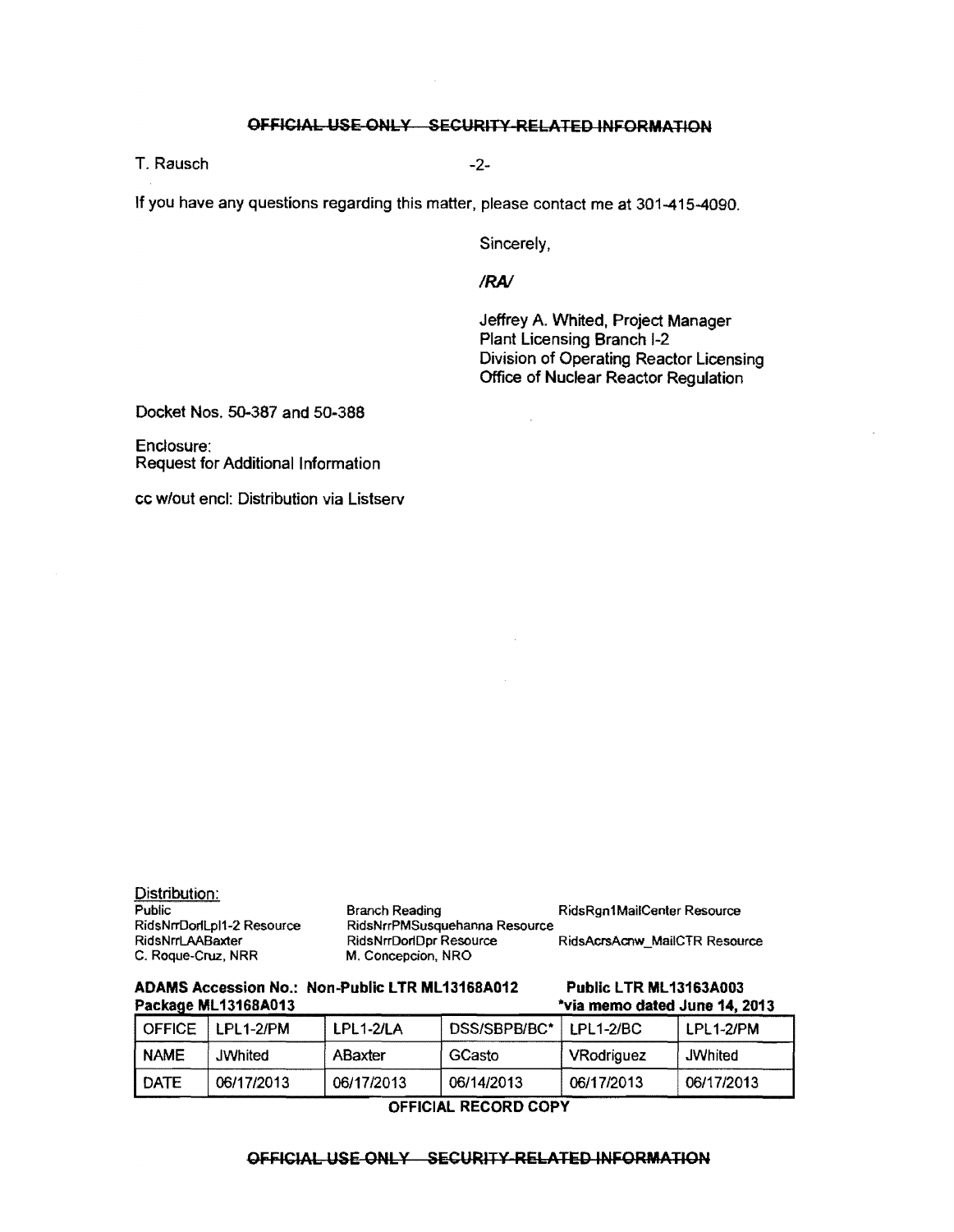~~OFFICIAL USE ONLY SECURITY-RELATED INFORMATION~~

T. Rausch

If you have any questions regarding this matter, please contact me at 301-415-4090.

Sincerely,

*/RA/*

Jeffrey A. Whited, Project Manager
Plant Licensing Branch I-2
Division of Operating Reactor Licensing
Office of Nuclear Reactor Regulation

Docket Nos. 50-387 and 50-388

Enclosure:
Request for Additional Information

cc w/out encl: Distribution via Listserv

Distribution:
Public
RidsNrrDorlLpl1-2 Resource
RidsNrrLAABaxter
C. Roque-Cruz, NRR
Branch Reading
RidsNrrPMSusquehanna Resource
RidsNrrDorlDpr Resource
M. Concepcion, NRO
RidsRgn1MailCenter Resource
RidsAcrsAcnw_MailCTR Resource

**ADAMS Accession No.: Non-Public LTR ML13168A012 Public LTR ML13163A003**
**Package ML13168A013 \*via memo dated June 14, 2013**

| OFFICE | LPL1-2/PM | LPL1-2/LA | DSS/SBPB/BC* | LPL1-2/BC | LPL1-2/PM |
|---|---|---|---|---|---|
| NAME | JWhited | ABaxter | GCasto | VRodriguez | JWhited |
| DATE | 06/17/2013 | 06/17/2013 | 06/14/2013 | 06/17/2013 | 06/17/2013 |

**OFFICIAL RECORD COPY**

~~OFFICIAL USE ONLY SECURITY-RELATED INFORMATION~~